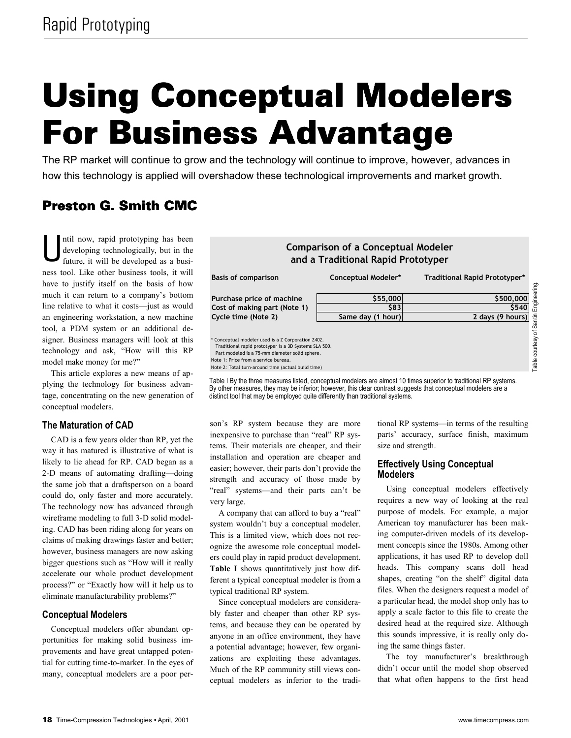# Using Conceptual Modelers For Business Advantage

The RP market will continue to grow and the technology will continue to improve, however, advances in how this technology is applied will overshadow these technological improvements and market growth.

## Preston G. Smith CMC

Until now, rapid prototyping has been developing technologically, but in the future, it will be developed as a business tool. Like other business tools, it will have to justify itself on the basis of how much it can return to a company's bottom line relative to what it costs—just as would an engineering workstation, a new machine tool, a PDM system or an additional designer. Business managers will look at this technology and ask, "How will this RP model make money for me?"

This article explores a new means of applying the technology for business advantage, concentrating on the new generation of conceptual modelers.

### The Maturation of CAD

CAD is a few years older than RP, yet the way it has matured is illustrative of what is likely to lie ahead for RP. CAD began as a 2-D means of automating drafting—doing the same job that a draftsperson on a board could do, only faster and more accurately. The technology now has advanced through wireframe modeling to full 3-D solid modeling. CAD has been riding along for years on claims of making drawings faster and better; however, business managers are now asking bigger questions such as "How will it really accelerate our whole product development process?" or "Exactly how will it help us to eliminate manufacturability problems?"

### Conceptual Modelers

Conceptual modelers offer abundant opportunities for making solid business improvements and have great untapped potential for cutting time-to-market. In the eyes of many, conceptual modelers are a poor person's RP system because they are more inexpensive to purchase than "real" RP systems. Their materials are cheaper, and their installation and operation are cheaper and easier; however, their parts don't provide the strength and accuracy of those made by "real" systems—and their parts can't be very large.

A company that can afford to buy a "real" system wouldn't buy a conceptual modeler. This is a limited view, which does not recognize the awesome role conceptual modelers could play in rapid product development. **Table I** shows quantitatively just how different a typical conceptual modeler is from a typical traditional RP system.

**Comparison of a Conceptual Modeler and a Traditional Rapid Prototyper**

| Basis of comparison | Conceptual Modeler* | Traditional Rapid Prototyper* |
|---|---|---|
| Purchase price of machine | $55,000 | $500,000 |
| Cost of making part (Note 1) | $83 | $540 |
| Cycle time (Note 2) | Same day (1 hour) | 2 days (9 hours) |

\* Conceptual modeler used is a Z Corporation Z402.
Traditional rapid prototyper is a 3D Systems SLA 500.
Part modeled is a 75-mm diameter solid sphere.
Note 1: Price from a service bureau.
Note 2: Total turn-around time (actual build time)

Table courtesy of Santin Engineering.

Table I By the three measures listed, conceptual modelers are almost 10 times superior to traditional RP systems. By other measures, they may be inferior; however, this clear contrast suggests that conceptual modelers are a distinct tool that may be employed quite differently than traditional systems.

Since conceptual modelers are considerably faster and cheaper than other RP systems, and because they can be operated by anyone in an office environment, they have a potential advantage; however, few organizations are exploiting these advantages. Much of the RP community still views conceptual modelers as inferior to the traditional RP systems—in terms of the resulting parts' accuracy, surface finish, maximum size and strength.

### Effectively Using Conceptual Modelers

Using conceptual modelers effectively requires a new way of looking at the real purpose of models. For example, a major American toy manufacturer has been making computer-driven models of its development concepts since the 1980s. Among other applications, it has used RP to develop doll heads. This company scans doll head shapes, creating "on the shelf" digital data files. When the designers request a model of a particular head, the model shop only has to apply a scale factor to this file to create the desired head at the required size. Although this sounds impressive, it is really only doing the same things faster.

The toy manufacturer's breakthrough didn't occur until the model shop observed that what often happens to the first head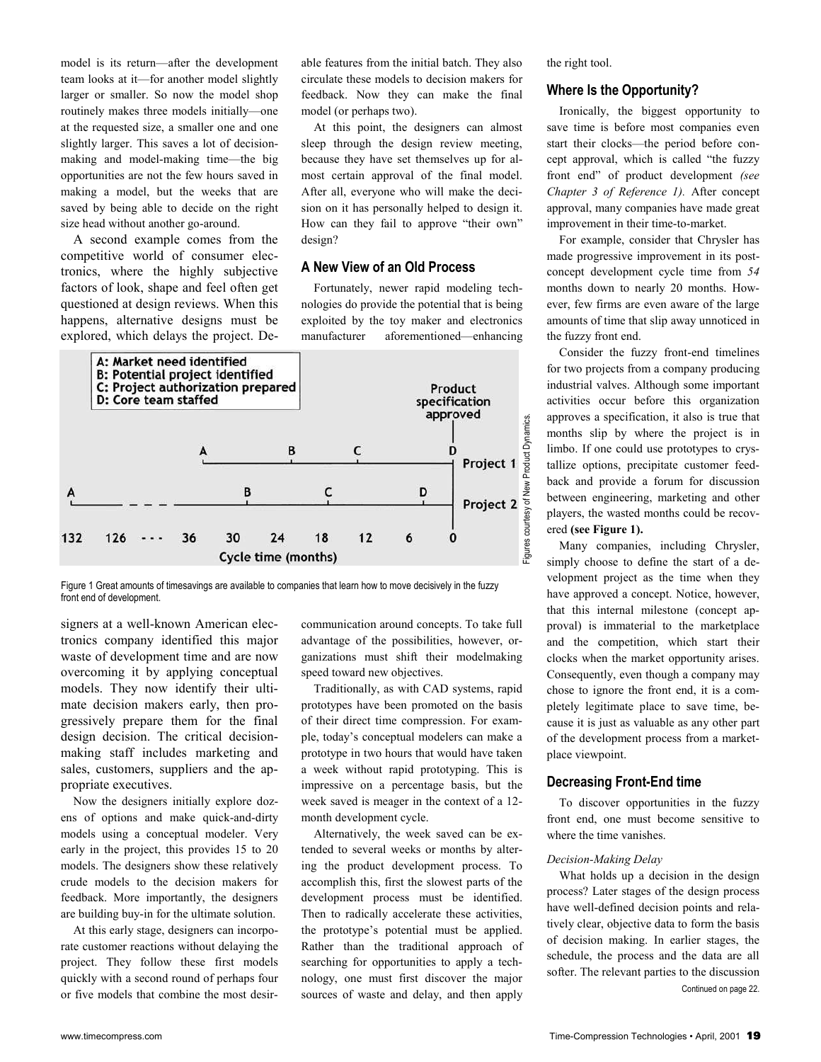model is its return—after the development team looks at it—for another model slightly larger or smaller. So now the model shop routinely makes three models initially—one at the requested size, a smaller one and one slightly larger. This saves a lot of decision-making and model-making time—the big opportunities are not the few hours saved in making a model, but the weeks that are saved by being able to decide on the right size head without another go-around.

A second example comes from the competitive world of consumer electronics, where the highly subjective factors of look, shape and feel often get questioned at design reviews. When this happens, alternative designs must be explored, which delays the project. Designers at a well-known American electronics company identified this major waste of development time and are now overcoming it by applying conceptual models. They now identify their ultimate decision makers early, then progressively prepare them for the final design decision. The critical decision-making staff includes marketing and sales, customers, suppliers and the appropriate executives.

Now the designers initially explore dozens of options and make quick-and-dirty models using a conceptual modeler. Very early in the project, this provides 15 to 20 models. The designers show these relatively crude models to the decision makers for feedback. More importantly, the designers are building buy-in for the ultimate solution.

At this early stage, designers can incorporate customer reactions without delaying the project. They follow these first models quickly with a second round of perhaps four or five models that combine the most desirable features from the initial batch. They also circulate these models to decision makers for feedback. Now they can make the final model (or perhaps two).

At this point, the designers can almost sleep through the design review meeting, because they have set themselves up for almost certain approval of the final model. After all, everyone who will make the decision on it has personally helped to design it. How can they fail to approve "their own" design?

## A New View of an Old Process

Fortunately, newer rapid modeling technologies do provide the potential that is being exploited by the toy maker and electronics manufacturer aforementioned—enhancing communication around concepts. To take full advantage of the possibilities, however, organizations must shift their modelmaking speed toward new objectives.

Traditionally, as with CAD systems, rapid prototypes have been promoted on the basis of their direct time compression. For example, today's conceptual modelers can make a prototype in two hours that would have taken a week without rapid prototyping. This is impressive on a percentage basis, but the week saved is meager in the context of a 12-month development cycle.

Alternatively, the week saved can be extended to several weeks or months by altering the product development process. To accomplish this, first the slowest parts of the development process must be identified. Then to radically accelerate these activities, the prototype's potential must be applied. Rather than the traditional approach of searching for opportunities to apply a technology, one must first discover the major sources of waste and delay, and then apply the right tool.

A: Market need identified
B: Potential project identified
C: Project authorization prepared
D: Core team staffed

Product specification approved

Project 1: A (~36) — B (~24) — C (~15) — D (0)
Project 2: A (132) — B (30) — C (18) — D (6) — 0

Cycle time (months): 132, 126, ..., 36, 30, 24, 18, 12, 6, 0

Figures courtesy of New Product Dynamics.

Figure 1 Great amounts of timesavings are available to companies that learn how to move decisively in the fuzzy front end of development.

## Where Is the Opportunity?

Ironically, the biggest opportunity to save time is before most companies even start their clocks—the period before concept approval, which is called "the fuzzy front end" of product development *(see Chapter 3 of Reference 1).* After concept approval, many companies have made great improvement in their time-to-market.

For example, consider that Chrysler has made progressive improvement in its post-concept development cycle time from *54* months down to nearly 20 months. However, few firms are even aware of the large amounts of time that slip away unnoticed in the fuzzy front end.

Consider the fuzzy front-end timelines for two projects from a company producing industrial valves. Although some important activities occur before this organization approves a specification, it also is true that months slip by where the project is in limbo. If one could use prototypes to crystallize options, precipitate customer feedback and provide a forum for discussion between engineering, marketing and other players, the wasted months could be recovered **(see Figure 1).**

Many companies, including Chrysler, simply choose to define the start of a development project as the time when they have approved a concept. Notice, however, that this internal milestone (concept approval) is immaterial to the marketplace and the competition, which start their clocks when the market opportunity arises. Consequently, even though a company may chose to ignore the front end, it is a completely legitimate place to save time, because it is just as valuable as any other part of the development process from a marketplace viewpoint.

## Decreasing Front-End time

To discover opportunities in the fuzzy front end, one must become sensitive to where the time vanishes.

*Decision-Making Delay*

What holds up a decision in the design process? Later stages of the design process have well-defined decision points and relatively clear, objective data to form the basis of decision making. In earlier stages, the schedule, the process and the data are all softer. The relevant parties to the discussion

Continued on page 22.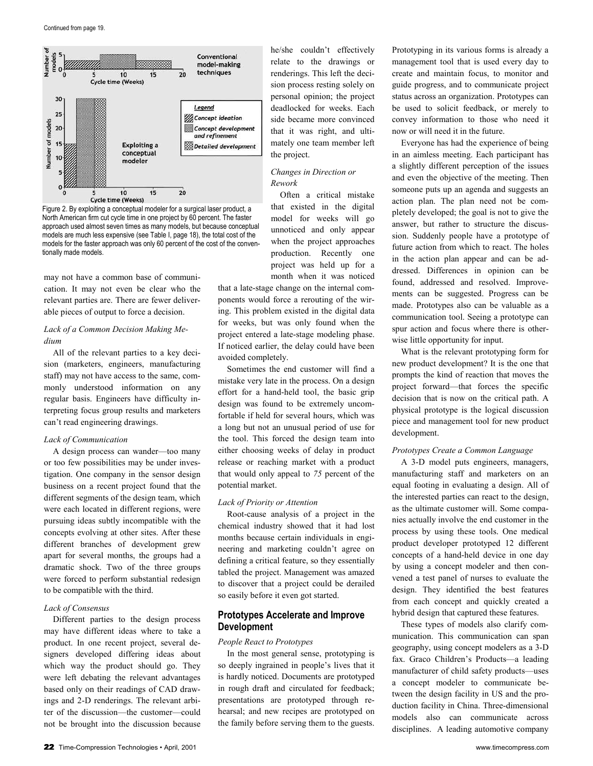Continued from page 19.

Figure 2. By exploiting a conceptual modeler for a surgical laser product, a North American firm cut cycle time in one project by 60 percent. The faster approach used almost seven times as many models, but because conceptual models are much less expensive (see Table I, page 18), the total cost of the models for the faster approach was only 60 percent of the cost of the conventionally made models.

may not have a common base of communication. It may not even be clear who the relevant parties are. There are fewer deliverable pieces of output to force a decision.

*Lack of a Common Decision Making Medium*

All of the relevant parties to a key decision (marketers, engineers, manufacturing staff) may not have access to the same, commonly understood information on any regular basis. Engineers have difficulty interpreting focus group results and marketers can't read engineering drawings.

*Lack of Communication*

A design process can wander—too many or too few possibilities may be under investigation. One company in the sensor design business on a recent project found that the different segments of the design team, which were each located in different regions, were pursuing ideas subtly incompatible with the concepts evolving at other sites. After these different branches of development grew apart for several months, the groups had a dramatic shock. Two of the three groups were forced to perform substantial redesign to be compatible with the third.

*Lack of Consensus*

Different parties to the design process may have different ideas where to take a product. In one recent project, several designers developed differing ideas about which way the product should go. They were left debating the relevant advantages based only on their readings of CAD drawings and 2-D renderings. The relevant arbiter of the discussion—the customer—could not be brought into the discussion because he/she couldn't effectively relate to the drawings or renderings. This left the decision process resting solely on personal opinion; the project deadlocked for weeks. Each side became more convinced that it was right, and ultimately one team member left the project.

*Changes in Direction or Rework*

Often a critical mistake that existed in the digital model for weeks will go unnoticed and only appear when the project approaches production. Recently one project was held up for a month when it was noticed that a late-stage change on the internal components would force a rerouting of the wiring. This problem existed in the digital data for weeks, but was only found when the project entered a late-stage modeling phase. If noticed earlier, the delay could have been avoided completely.

Sometimes the end customer will find a mistake very late in the process. On a design effort for a hand-held tool, the basic grip design was found to be extremely uncomfortable if held for several hours, which was a long but not an unusual period of use for the tool. This forced the design team into either choosing weeks of delay in product release or reaching market with a product that would only appeal to *75* percent of the potential market.

*Lack of Priority or Attention*

Root-cause analysis of a project in the chemical industry showed that it had lost months because certain individuals in engineering and marketing couldn't agree on defining a critical feature, so they essentially tabled the project. Management was amazed to discover that a project could be derailed so easily before it even got started.

## Prototypes Accelerate and Improve Development

*People React to Prototypes*

In the most general sense, prototyping is so deeply ingrained in people's lives that it is hardly noticed. Documents are prototyped in rough draft and circulated for feedback; presentations are prototyped through rehearsal; and new recipes are prototyped on the family before serving them to the guests. Prototyping in its various forms is already a management tool that is used every day to create and maintain focus, to monitor and guide progress, and to communicate project status across an organization. Prototypes can be used to solicit feedback, or merely to convey information to those who need it now or will need it in the future.

Everyone has had the experience of being in an aimless meeting. Each participant has a slightly different perception of the issues and even the objective of the meeting. Then someone puts up an agenda and suggests an action plan. The plan need not be completely developed; the goal is not to give the answer, but rather to structure the discussion. Suddenly people have a prototype of future action from which to react. The holes in the action plan appear and can be addressed. Differences in opinion can be found, addressed and resolved. Improvements can be suggested. Progress can be made. Prototypes also can be valuable as a communication tool. Seeing a prototype can spur action and focus where there is otherwise little opportunity for input.

What is the relevant prototyping form for new product development? It is the one that prompts the kind of reaction that moves the project forward—that forces the specific decision that is now on the critical path. A physical prototype is the logical discussion piece and management tool for new product development.

*Prototypes Create a Common Language*

A 3-D model puts engineers, managers, manufacturing staff and marketers on an equal footing in evaluating a design. All of the interested parties can react to the design, as the ultimate customer will. Some companies actually involve the end customer in the process by using these tools. One medical product developer prototyped 12 different concepts of a hand-held device in one day by using a concept modeler and then convened a test panel of nurses to evaluate the design. They identified the best features from each concept and quickly created a hybrid design that captured these features.

These types of models also clarify communication. This communication can span geography, using concept modelers as a 3-D fax. Graco Children's Products—a leading manufacturer of child safety products—uses a concept modeler to communicate between the design facility in US and the production facility in China. Three-dimensional models also can communicate across disciplines. A leading automotive company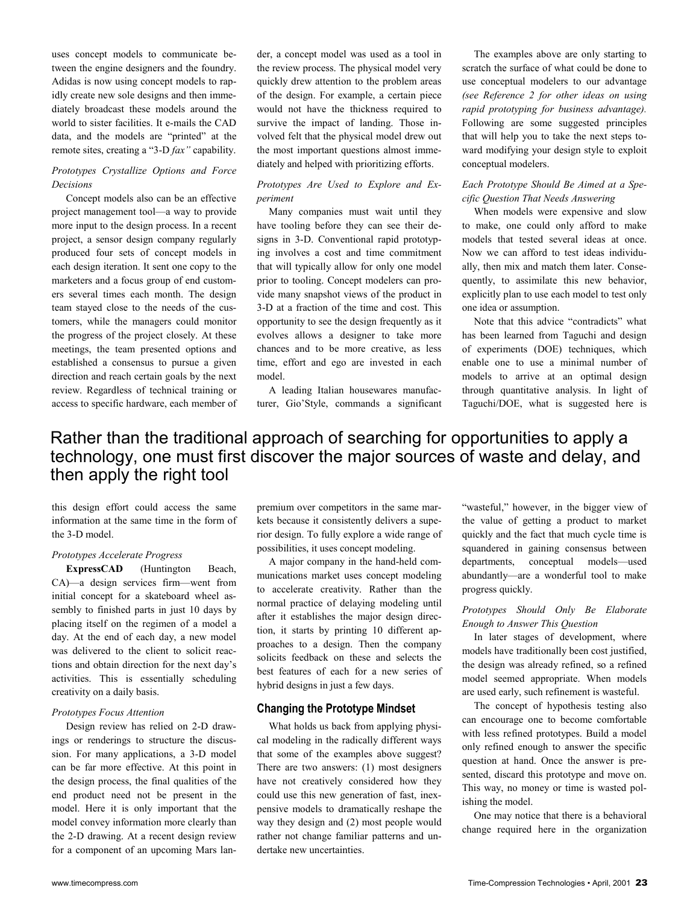uses concept models to communicate between the engine designers and the foundry. Adidas is now using concept models to rapidly create new sole designs and then immediately broadcast these models around the world to sister facilities. It e-mails the CAD data, and the models are "printed" at the remote sites, creating a "3-D *fax"* capability.

*Prototypes Crystallize Options and Force Decisions*

Concept models also can be an effective project management tool—a way to provide more input to the design process. In a recent project, a sensor design company regularly produced four sets of concept models in each design iteration. It sent one copy to the marketers and a focus group of end customers several times each month. The design team stayed close to the needs of the customers, while the managers could monitor the progress of the project closely. At these meetings, the team presented options and established a consensus to pursue a given direction and reach certain goals by the next review. Regardless of technical training or access to specific hardware, each member of this design effort could access the same information at the same time in the form of the 3-D model.

*Prototypes Accelerate Progress*

**ExpressCAD** (Huntington Beach, CA)—a design services firm—went from initial concept for a skateboard wheel assembly to finished parts in just 10 days by placing itself on the regimen of a model a day. At the end of each day, a new model was delivered to the client to solicit reactions and obtain direction for the next day's activities. This is essentially scheduling creativity on a daily basis.

*Prototypes Focus Attention*

Design review has relied on 2-D drawings or renderings to structure the discussion. For many applications, a 3-D model can be far more effective. At this point in the design process, the final qualities of the end product need not be present in the model. Here it is only important that the model convey information more clearly than the 2-D drawing. At a recent design review for a component of an upcoming Mars lander, a concept model was used as a tool in the review process. The physical model very quickly drew attention to the problem areas of the design. For example, a certain piece would not have the thickness required to survive the impact of landing. Those involved felt that the physical model drew out the most important questions almost immediately and helped with prioritizing efforts.

*Prototypes Are Used to Explore and Experiment*

Many companies must wait until they have tooling before they can see their designs in 3-D. Conventional rapid prototyping involves a cost and time commitment that will typically allow for only one model prior to tooling. Concept modelers can provide many snapshot views of the product in 3-D at a fraction of the time and cost. This opportunity to see the design frequently as it evolves allows a designer to take more chances and to be more creative, as less time, effort and ego are invested in each model.

A leading Italian housewares manufacturer, Gio'Style, commands a significant premium over competitors in the same markets because it consistently delivers a superior design. To fully explore a wide range of possibilities, it uses concept modeling.

A major company in the hand-held communications market uses concept modeling to accelerate creativity. Rather than the normal practice of delaying modeling until after it establishes the major design direction, it starts by printing 10 different approaches to a design. Then the company solicits feedback on these and selects the best features of each for a new series of hybrid designs in just a few days.

## Changing the Prototype Mindset

What holds us back from applying physical modeling in the radically different ways that some of the examples above suggest? There are two answers: (1) most designers have not creatively considered how they could use this new generation of fast, inexpensive models to dramatically reshape the way they design and (2) most people would rather not change familiar patterns and undertake new uncertainties.

The examples above are only starting to scratch the surface of what could be done to use conceptual modelers to our advantage *(see Reference 2 for other ideas on using rapid prototyping for business advantage).* Following are some suggested principles that will help you to take the next steps toward modifying your design style to exploit conceptual modelers.

*Each Prototype Should Be Aimed at a Specific Question That Needs Answering*

When models were expensive and slow to make, one could only afford to make models that tested several ideas at once. Now we can afford to test ideas individually, then mix and match them later. Consequently, to assimilate this new behavior, explicitly plan to use each model to test only one idea or assumption.

Note that this advice "contradicts" what has been learned from Taguchi and design of experiments (DOE) techniques, which enable one to use a minimal number of models to arrive at an optimal design through quantitative analysis. In light of Taguchi/DOE, what is suggested here is "wasteful," however, in the bigger view of the value of getting a product to market quickly and the fact that much cycle time is squandered in gaining consensus between departments, conceptual models—used abundantly—are a wonderful tool to make progress quickly.

*Prototypes Should Only Be Elaborate Enough to Answer This Question*

In later stages of development, where models have traditionally been cost justified, the design was already refined, so a refined model seemed appropriate. When models are used early, such refinement is wasteful.

The concept of hypothesis testing also can encourage one to become comfortable with less refined prototypes. Build a model only refined enough to answer the specific question at hand. Once the answer is presented, discard this prototype and move on. This way, no money or time is wasted polishing the model.

One may notice that there is a behavioral change required here in the organization

> Rather than the traditional approach of searching for opportunities to apply a technology, one must first discover the major sources of waste and delay, and then apply the right tool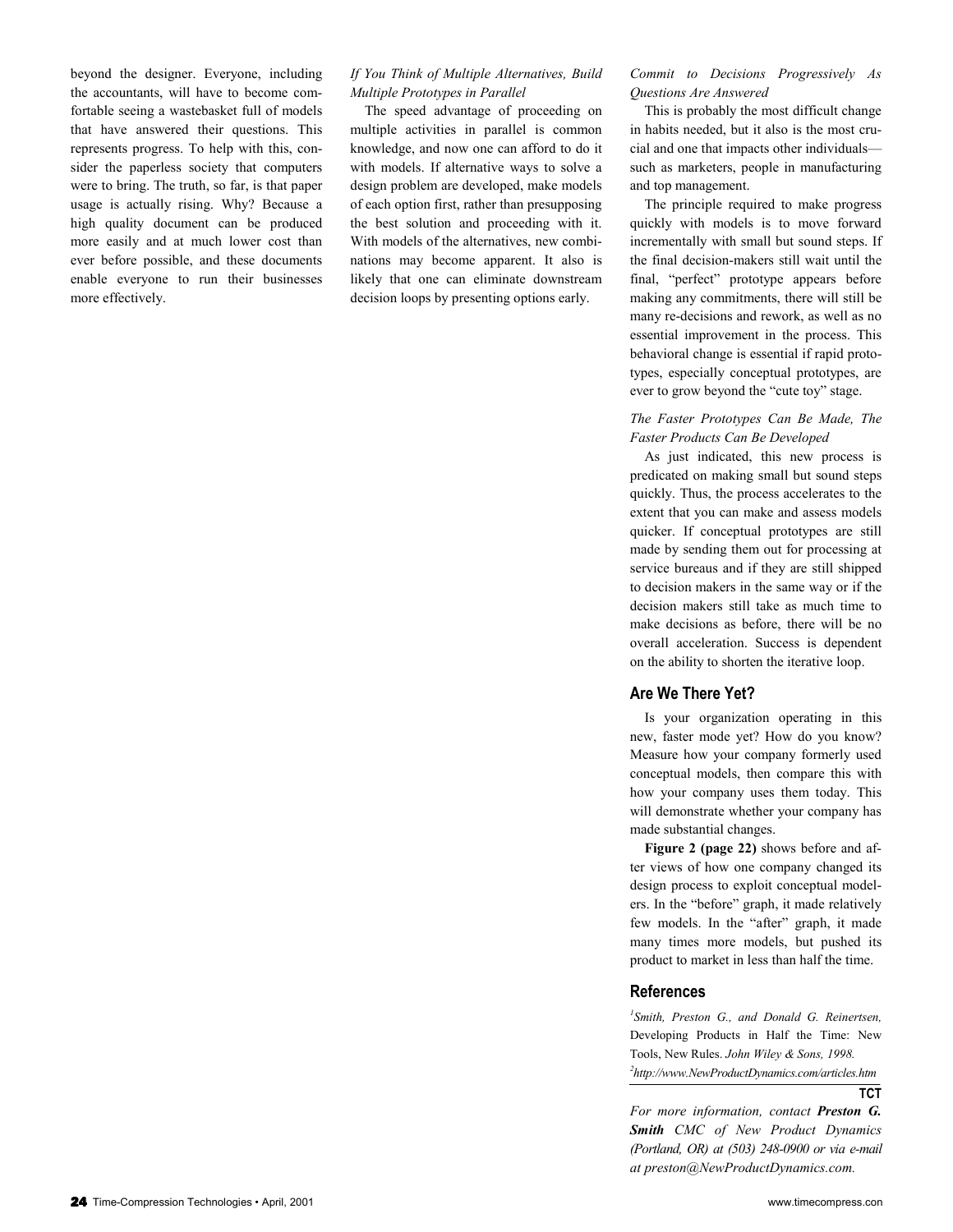beyond the designer. Everyone, including the accountants, will have to become comfortable seeing a wastebasket full of models that have answered their questions. This represents progress. To help with this, consider the paperless society that computers were to bring. The truth, so far, is that paper usage is actually rising. Why? Because a high quality document can be produced more easily and at much lower cost than ever before possible, and these documents enable everyone to run their businesses more effectively.

*If You Think of Multiple Alternatives, Build Multiple Prototypes in Parallel*

The speed advantage of proceeding on multiple activities in parallel is common knowledge, and now one can afford to do it with models. If alternative ways to solve a design problem are developed, make models of each option first, rather than presupposing the best solution and proceeding with it. With models of the alternatives, new combinations may become apparent. It also is likely that one can eliminate downstream decision loops by presenting options early.

*Commit to Decisions Progressively As Questions Are Answered*

This is probably the most difficult change in habits needed, but it also is the most crucial and one that impacts other individuals—such as marketers, people in manufacturing and top management.

The principle required to make progress quickly with models is to move forward incrementally with small but sound steps. If the final decision-makers still wait until the final, "perfect" prototype appears before making any commitments, there will still be many re-decisions and rework, as well as no essential improvement in the process. This behavioral change is essential if rapid prototypes, especially conceptual prototypes, are ever to grow beyond the "cute toy" stage.

*The Faster Prototypes Can Be Made, The Faster Products Can Be Developed*

As just indicated, this new process is predicated on making small but sound steps quickly. Thus, the process accelerates to the extent that you can make and assess models quicker. If conceptual prototypes are still made by sending them out for processing at service bureaus and if they are still shipped to decision makers in the same way or if the decision makers still take as much time to make decisions as before, there will be no overall acceleration. Success is dependent on the ability to shorten the iterative loop.

## Are We There Yet?

Is your organization operating in this new, faster mode yet? How do you know? Measure how your company formerly used conceptual models, then compare this with how your company uses them today. This will demonstrate whether your company has made substantial changes.

**Figure 2 (page 22)** shows before and after views of how one company changed its design process to exploit conceptual modelers. In the "before" graph, it made relatively few models. In the "after" graph, it made many times more models, but pushed its product to market in less than half the time.

## References

[1] *Smith, Preston G., and Donald G. Reinertsen,* Developing Products in Half the Time: New Tools, New Rules. *John Wiley & Sons, 1998.*

[2] *http://www.NewProductDynamics.com/articles.htm*

**TCT**

*For more information, contact **Preston G. Smith** CMC of New Product Dynamics (Portland, OR) at (503) 248-0900 or via e-mail at preston@NewProductDynamics.com.*